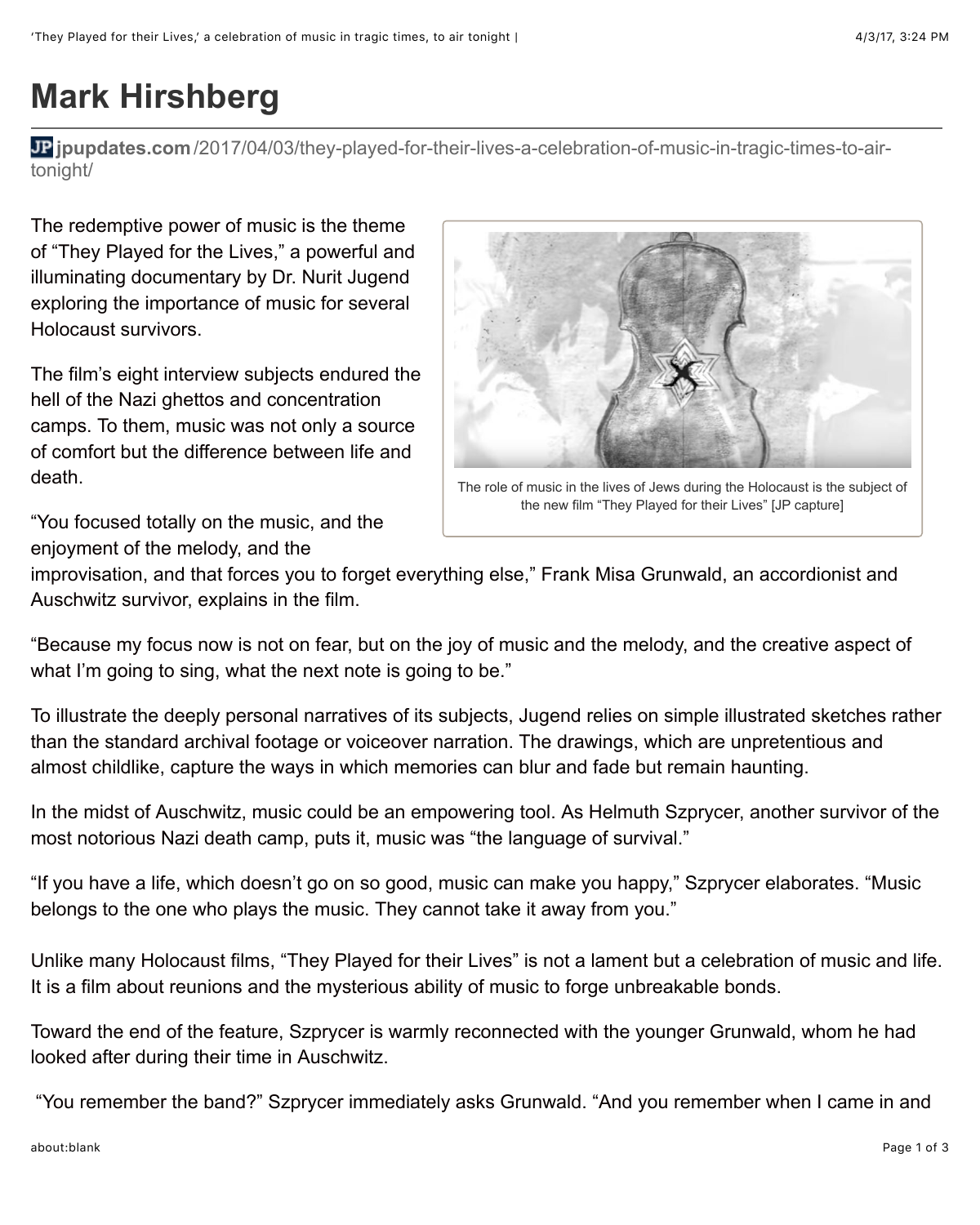# Mark Hirshberg

jpupdates.com/2017/04/03/they-played-for-their-lives-a-celebration-of-music-in-tragic-times-to-air-tonight/

The redemptive power of music is the theme of "They Played for the Lives," a powerful and illuminating documentary by Dr. Nurit Jugend exploring the importance of music for several Holocaust survivors.

The role of music in the lives of Jews during the Holocaust is the subject of the new film "They Played for their Lives" [JP capture]

The film's eight interview subjects endured the hell of the Nazi ghettos and concentration camps. To them, music was not only a source of comfort but the difference between life and death.

"You focused totally on the music, and the enjoyment of the melody, and the improvisation, and that forces you to forget everything else," Frank Misa Grunwald, an accordionist and Auschwitz survivor, explains in the film.

"Because my focus now is not on fear, but on the joy of music and the melody, and the creative aspect of what I'm going to sing, what the next note is going to be."

To illustrate the deeply personal narratives of its subjects, Jugend relies on simple illustrated sketches rather than the standard archival footage or voiceover narration. The drawings, which are unpretentious and almost childlike, capture the ways in which memories can blur and fade but remain haunting.

In the midst of Auschwitz, music could be an empowering tool. As Helmuth Szprycer, another survivor of the most notorious Nazi death camp, puts it, music was "the language of survival."

"If you have a life, which doesn't go on so good, music can make you happy," Szprycer elaborates. "Music belongs to the one who plays the music. They cannot take it away from you."

Unlike many Holocaust films, "They Played for their Lives" is not a lament but a celebration of music and life. It is a film about reunions and the mysterious ability of music to forge unbreakable bonds.

Toward the end of the feature, Szprycer is warmly reconnected with the younger Grunwald, whom he had looked after during their time in Auschwitz.

"You remember the band?" Szprycer immediately asks Grunwald. "And you remember when I came in and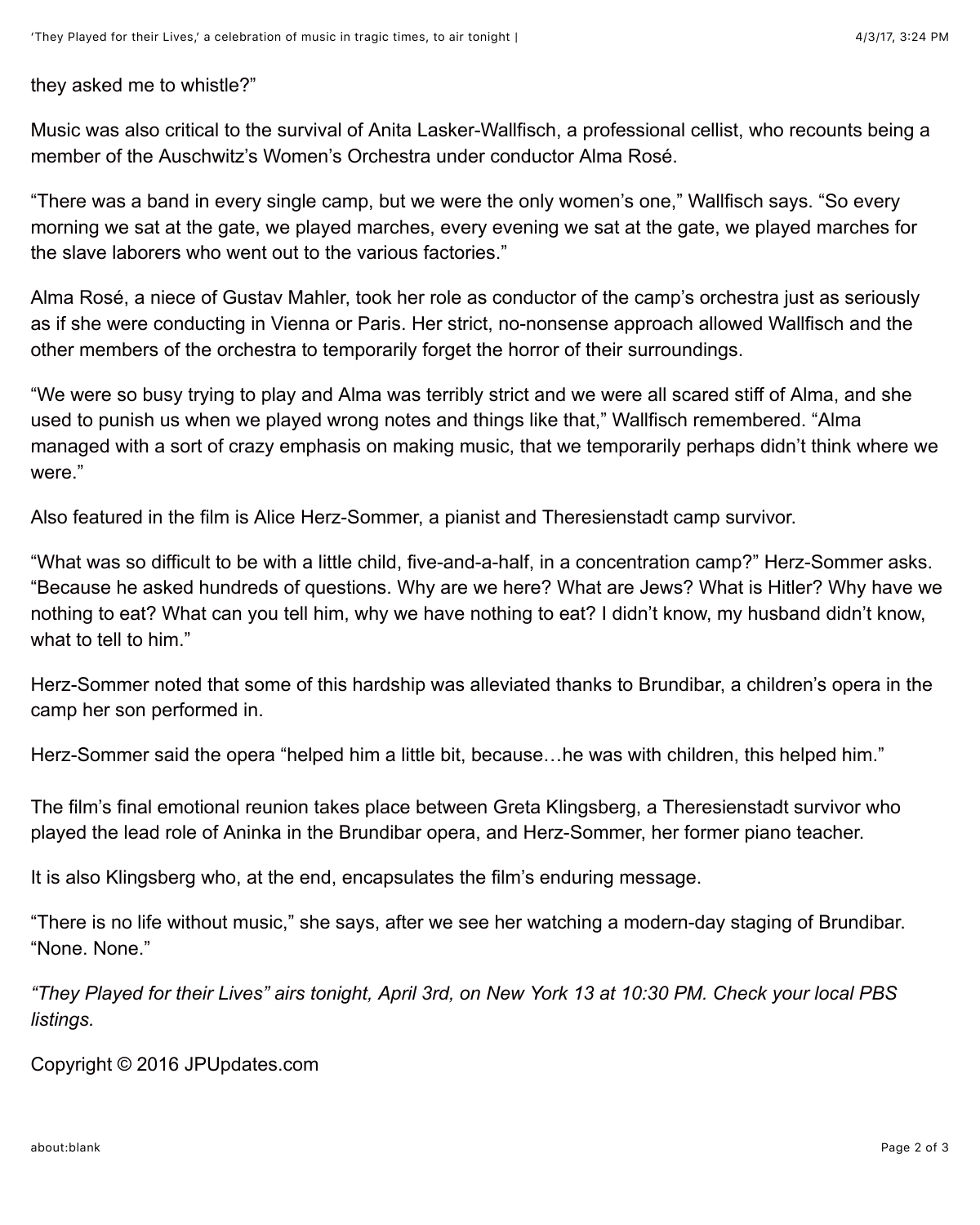they asked me to whistle?"

Music was also critical to the survival of Anita Lasker-Wallfisch, a professional cellist, who recounts being a member of the Auschwitz's Women's Orchestra under conductor Alma Rosé.

"There was a band in every single camp, but we were the only women's one," Wallfisch says. "So every morning we sat at the gate, we played marches, every evening we sat at the gate, we played marches for the slave laborers who went out to the various factories."

Alma Rosé, a niece of Gustav Mahler, took her role as conductor of the camp's orchestra just as seriously as if she were conducting in Vienna or Paris. Her strict, no-nonsense approach allowed Wallfisch and the other members of the orchestra to temporarily forget the horror of their surroundings.

"We were so busy trying to play and Alma was terribly strict and we were all scared stiff of Alma, and she used to punish us when we played wrong notes and things like that," Wallfisch remembered. "Alma managed with a sort of crazy emphasis on making music, that we temporarily perhaps didn't think where we were."

Also featured in the film is Alice Herz-Sommer, a pianist and Theresienstadt camp survivor.

"What was so difficult to be with a little child, five-and-a-half, in a concentration camp?" Herz-Sommer asks. "Because he asked hundreds of questions. Why are we here? What are Jews? What is Hitler? Why have we nothing to eat? What can you tell him, why we have nothing to eat? I didn't know, my husband didn't know, what to tell to him."

Herz-Sommer noted that some of this hardship was alleviated thanks to Brundibar, a children's opera in the camp her son performed in.

Herz-Sommer said the opera "helped him a little bit, because…he was with children, this helped him."

The film's final emotional reunion takes place between Greta Klingsberg, a Theresienstadt survivor who played the lead role of Aninka in the Brundibar opera, and Herz-Sommer, her former piano teacher.

It is also Klingsberg who, at the end, encapsulates the film's enduring message.

"There is no life without music," she says, after we see her watching a modern-day staging of Brundibar. "None. None."

*"They Played for their Lives" airs tonight, April 3rd, on New York 13 at 10:30 PM. Check your local PBS listings.*

Copyright © 2016 JPUpdates.com